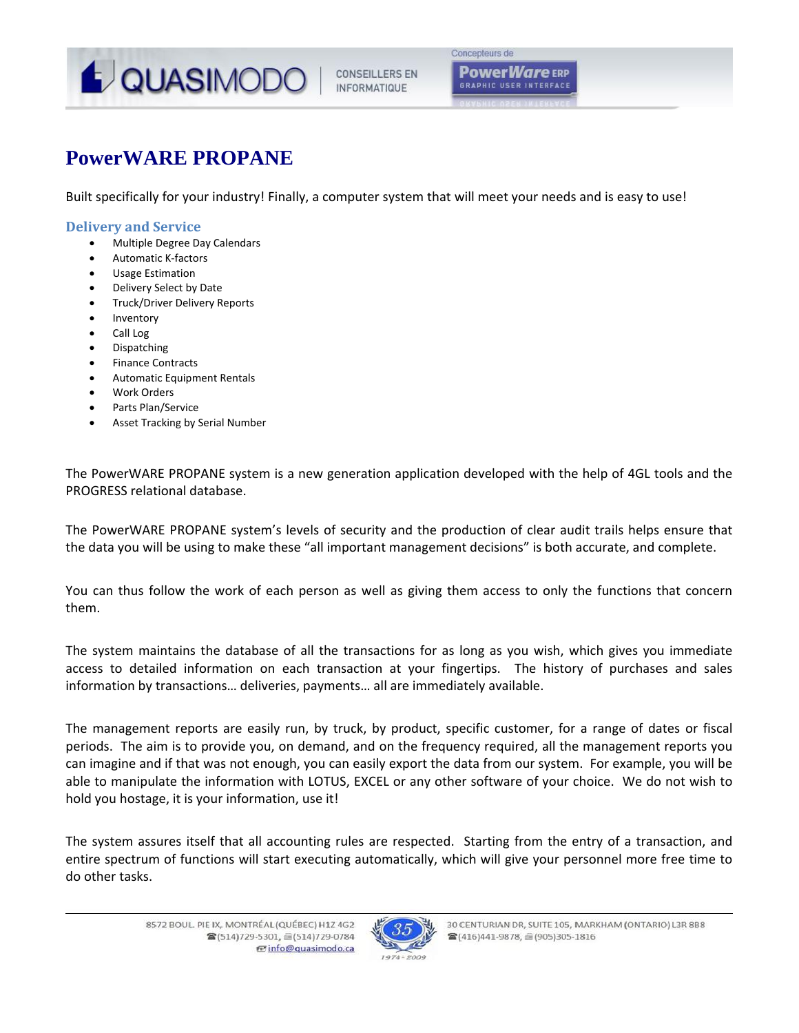# PowerWARE PROPANE

Built specifically for your industry! Finally, a computer system that will meet your needs and is easy to use!

## Delivery and Service

- Multiple Degree Day Calendars
- Automatic K-factors
- Usage Estimation
- Delivery Select by Date
- Truck/Driver Delivery Reports
- Inventory
- Call Log
- Dispatching
- Finance Contracts
- Automatic Equipment Rentals
- Work Orders
- Parts Plan/Service
- Asset Tracking by Serial Number

The PowerWARE PROPANE system is a new generation application developed with the help of 4GL tools and the PROGRESS relational database.

The PowerWARE PROPANE system's levels of security and the production of clear audit trails helps ensure that the data you will be using to make these "all important management decisions" is both accurate, and complete.

You can thus follow the work of each person as well as giving them access to only the functions that concern them.

The system maintains the database of all the transactions for as long as you wish, which gives you immediate access to detailed information on each transaction at your fingertips. The history of purchases and sales information by transactions… deliveries, payments… all are immediately available.

The management reports are easily run, by truck, by product, specific customer, for a range of dates or fiscal periods. The aim is to provide you, on demand, and on the frequency required, all the management reports you can imagine and if that was not enough, you can easily export the data from our system. For example, you will be able to manipulate the information with LOTUS, EXCEL or any other software of your choice. We do not wish to hold you hostage, it is your information, use it!

The system assures itself that all accounting rules are respected. Starting from the entry of a transaction, and entire spectrum of functions will start executing automatically, which will give your personnel more free time to do other tasks.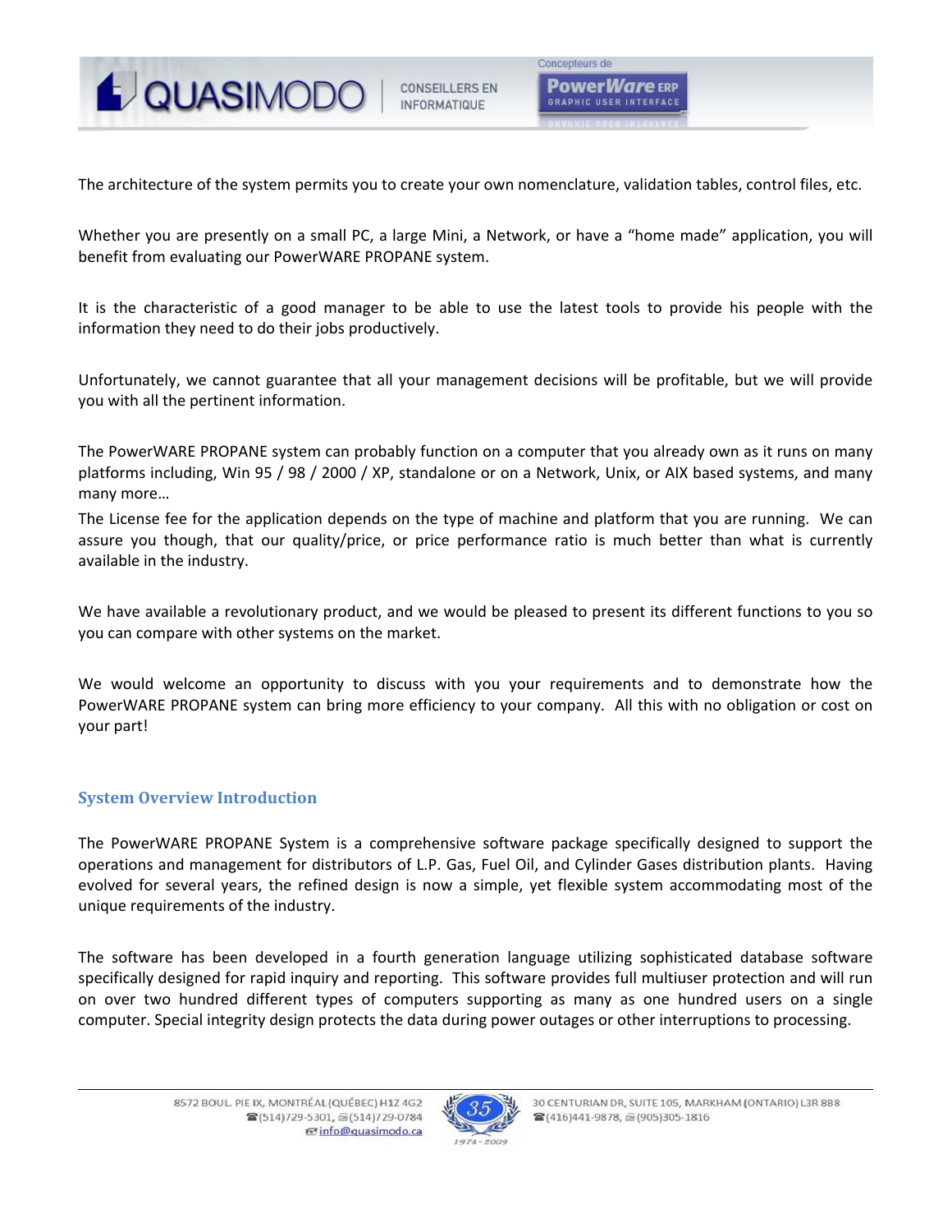The architecture of the system permits you to create your own nomenclature, validation tables, control files, etc.

Whether you are presently on a small PC, a large Mini, a Network, or have a "home made" application, you will benefit from evaluating our PowerWARE PROPANE system.

It is the characteristic of a good manager to be able to use the latest tools to provide his people with the information they need to do their jobs productively.

Unfortunately, we cannot guarantee that all your management decisions will be profitable, but we will provide you with all the pertinent information.

The PowerWARE PROPANE system can probably function on a computer that you already own as it runs on many platforms including, Win 95 / 98 / 2000 / XP, standalone or on a Network, Unix, or AIX based systems, and many many more…

The License fee for the application depends on the type of machine and platform that you are running. We can assure you though, that our quality/price, or price performance ratio is much better than what is currently available in the industry.

We have available a revolutionary product, and we would be pleased to present its different functions to you so you can compare with other systems on the market.

We would welcome an opportunity to discuss with you your requirements and to demonstrate how the PowerWARE PROPANE system can bring more efficiency to your company. All this with no obligation or cost on your part!

## System Overview Introduction

The PowerWARE PROPANE System is a comprehensive software package specifically designed to support the operations and management for distributors of L.P. Gas, Fuel Oil, and Cylinder Gases distribution plants. Having evolved for several years, the refined design is now a simple, yet flexible system accommodating most of the unique requirements of the industry.

The software has been developed in a fourth generation language utilizing sophisticated database software specifically designed for rapid inquiry and reporting. This software provides full multiuser protection and will run on over two hundred different types of computers supporting as many as one hundred users on a single computer. Special integrity design protects the data during power outages or other interruptions to processing.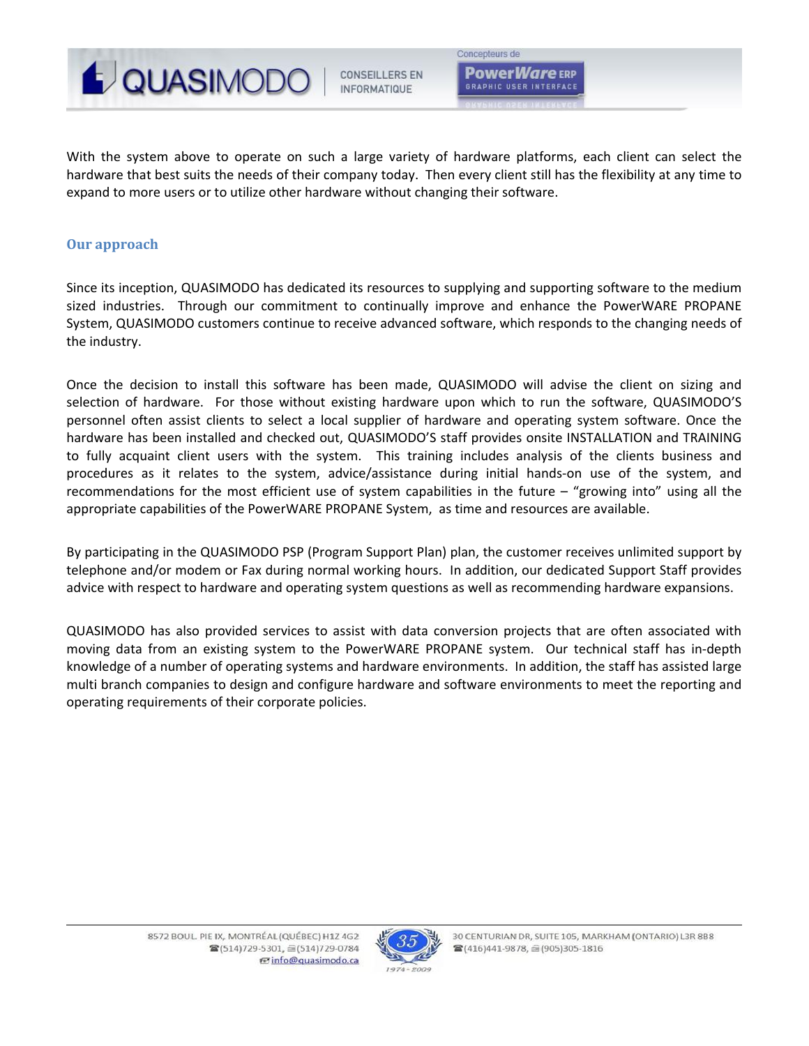With the system above to operate on such a large variety of hardware platforms, each client can select the hardware that best suits the needs of their company today. Then every client still has the flexibility at any time to expand to more users or to utilize other hardware without changing their software.

## Our approach

Since its inception, QUASIMODO has dedicated its resources to supplying and supporting software to the medium sized industries. Through our commitment to continually improve and enhance the PowerWARE PROPANE System, QUASIMODO customers continue to receive advanced software, which responds to the changing needs of the industry.

Once the decision to install this software has been made, QUASIMODO will advise the client on sizing and selection of hardware. For those without existing hardware upon which to run the software, QUASIMODO'S personnel often assist clients to select a local supplier of hardware and operating system software. Once the hardware has been installed and checked out, QUASIMODO'S staff provides onsite INSTALLATION and TRAINING to fully acquaint client users with the system. This training includes analysis of the clients business and procedures as it relates to the system, advice/assistance during initial hands-on use of the system, and recommendations for the most efficient use of system capabilities in the future – "growing into" using all the appropriate capabilities of the PowerWARE PROPANE System, as time and resources are available.

By participating in the QUASIMODO PSP (Program Support Plan) plan, the customer receives unlimited support by telephone and/or modem or Fax during normal working hours. In addition, our dedicated Support Staff provides advice with respect to hardware and operating system questions as well as recommending hardware expansions.

QUASIMODO has also provided services to assist with data conversion projects that are often associated with moving data from an existing system to the PowerWARE PROPANE system. Our technical staff has in-depth knowledge of a number of operating systems and hardware environments. In addition, the staff has assisted large multi branch companies to design and configure hardware and software environments to meet the reporting and operating requirements of their corporate policies.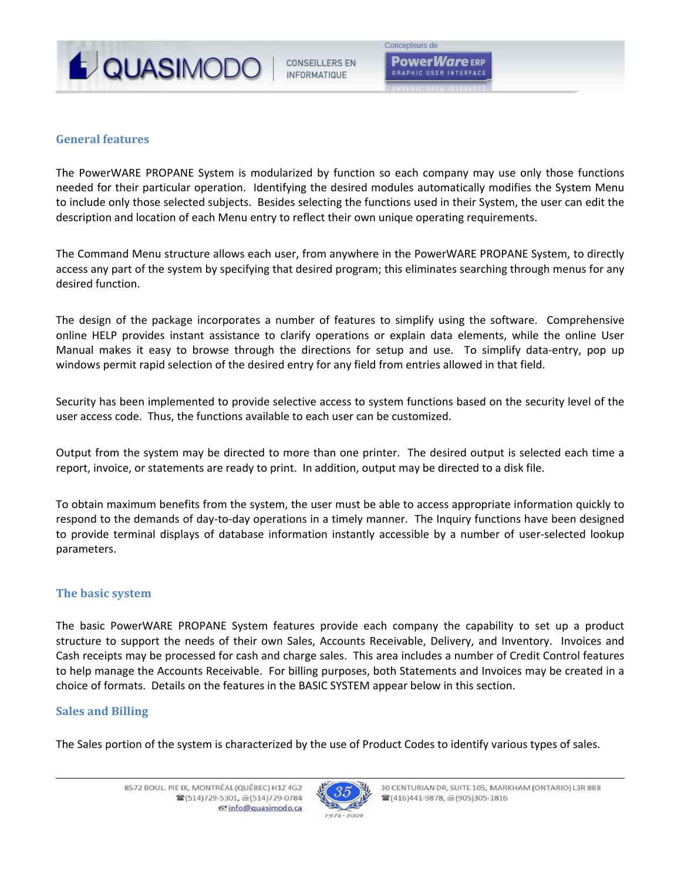## General features

The PowerWARE PROPANE System is modularized by function so each company may use only those functions needed for their particular operation. Identifying the desired modules automatically modifies the System Menu to include only those selected subjects. Besides selecting the functions used in their System, the user can edit the description and location of each Menu entry to reflect their own unique operating requirements.

The Command Menu structure allows each user, from anywhere in the PowerWARE PROPANE System, to directly access any part of the system by specifying that desired program; this eliminates searching through menus for any desired function.

The design of the package incorporates a number of features to simplify using the software. Comprehensive online HELP provides instant assistance to clarify operations or explain data elements, while the online User Manual makes it easy to browse through the directions for setup and use. To simplify data-entry, pop up windows permit rapid selection of the desired entry for any field from entries allowed in that field.

Security has been implemented to provide selective access to system functions based on the security level of the user access code. Thus, the functions available to each user can be customized.

Output from the system may be directed to more than one printer. The desired output is selected each time a report, invoice, or statements are ready to print. In addition, output may be directed to a disk file.

To obtain maximum benefits from the system, the user must be able to access appropriate information quickly to respond to the demands of day-to-day operations in a timely manner. The Inquiry functions have been designed to provide terminal displays of database information instantly accessible by a number of user-selected lookup parameters.

## The basic system

The basic PowerWARE PROPANE System features provide each company the capability to set up a product structure to support the needs of their own Sales, Accounts Receivable, Delivery, and Inventory. Invoices and Cash receipts may be processed for cash and charge sales. This area includes a number of Credit Control features to help manage the Accounts Receivable. For billing purposes, both Statements and Invoices may be created in a choice of formats. Details on the features in the BASIC SYSTEM appear below in this section.

## Sales and Billing

The Sales portion of the system is characterized by the use of Product Codes to identify various types of sales.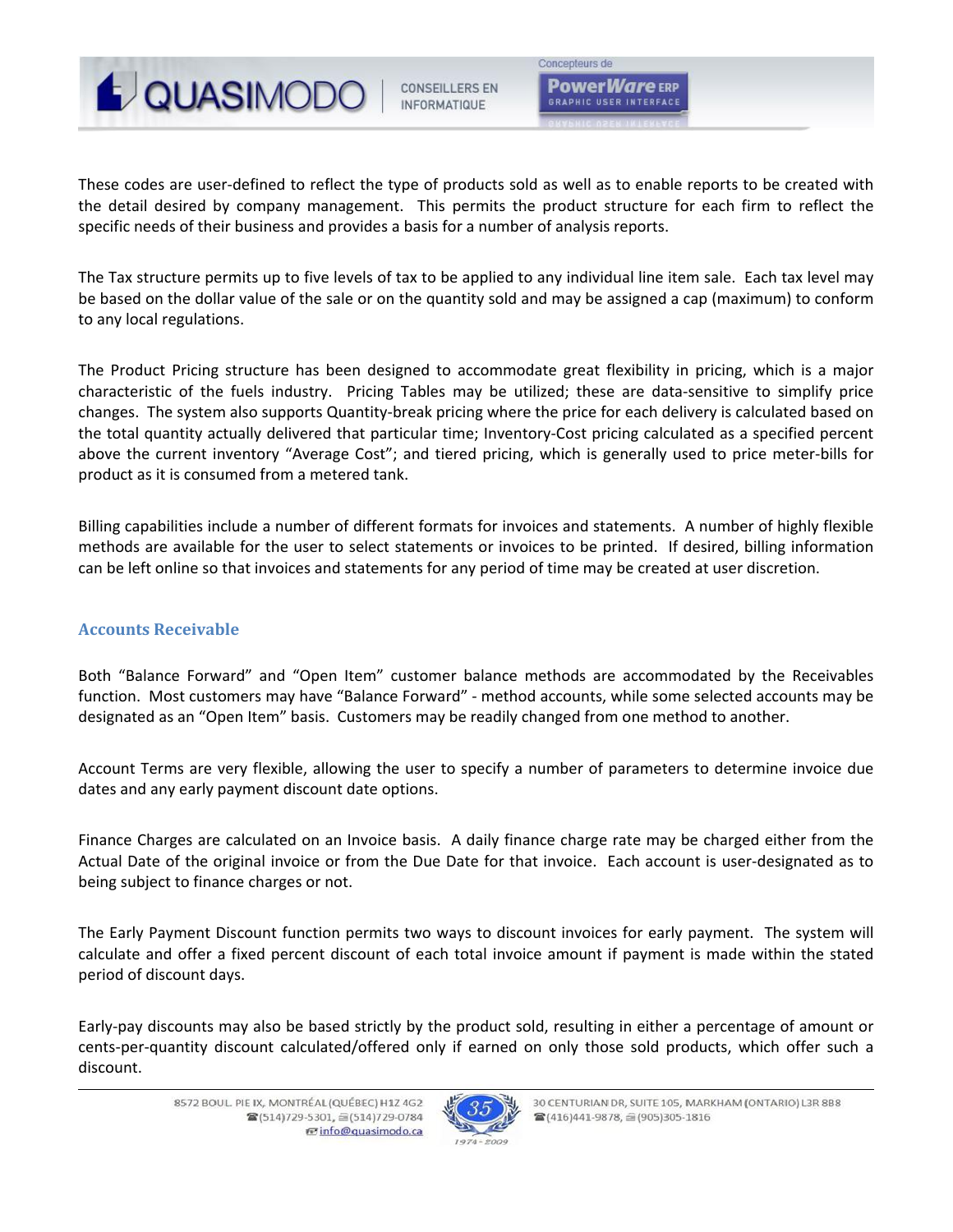These codes are user-defined to reflect the type of products sold as well as to enable reports to be created with the detail desired by company management. This permits the product structure for each firm to reflect the specific needs of their business and provides a basis for a number of analysis reports.

The Tax structure permits up to five levels of tax to be applied to any individual line item sale. Each tax level may be based on the dollar value of the sale or on the quantity sold and may be assigned a cap (maximum) to conform to any local regulations.

The Product Pricing structure has been designed to accommodate great flexibility in pricing, which is a major characteristic of the fuels industry. Pricing Tables may be utilized; these are data-sensitive to simplify price changes. The system also supports Quantity-break pricing where the price for each delivery is calculated based on the total quantity actually delivered that particular time; Inventory-Cost pricing calculated as a specified percent above the current inventory "Average Cost"; and tiered pricing, which is generally used to price meter-bills for product as it is consumed from a metered tank.

Billing capabilities include a number of different formats for invoices and statements. A number of highly flexible methods are available for the user to select statements or invoices to be printed. If desired, billing information can be left online so that invoices and statements for any period of time may be created at user discretion.

### Accounts Receivable

Both "Balance Forward" and "Open Item" customer balance methods are accommodated by the Receivables function. Most customers may have "Balance Forward" - method accounts, while some selected accounts may be designated as an "Open Item" basis. Customers may be readily changed from one method to another.

Account Terms are very flexible, allowing the user to specify a number of parameters to determine invoice due dates and any early payment discount date options.

Finance Charges are calculated on an Invoice basis. A daily finance charge rate may be charged either from the Actual Date of the original invoice or from the Due Date for that invoice. Each account is user-designated as to being subject to finance charges or not.

The Early Payment Discount function permits two ways to discount invoices for early payment. The system will calculate and offer a fixed percent discount of each total invoice amount if payment is made within the stated period of discount days.

Early-pay discounts may also be based strictly by the product sold, resulting in either a percentage of amount or cents-per-quantity discount calculated/offered only if earned on only those sold products, which offer such a discount.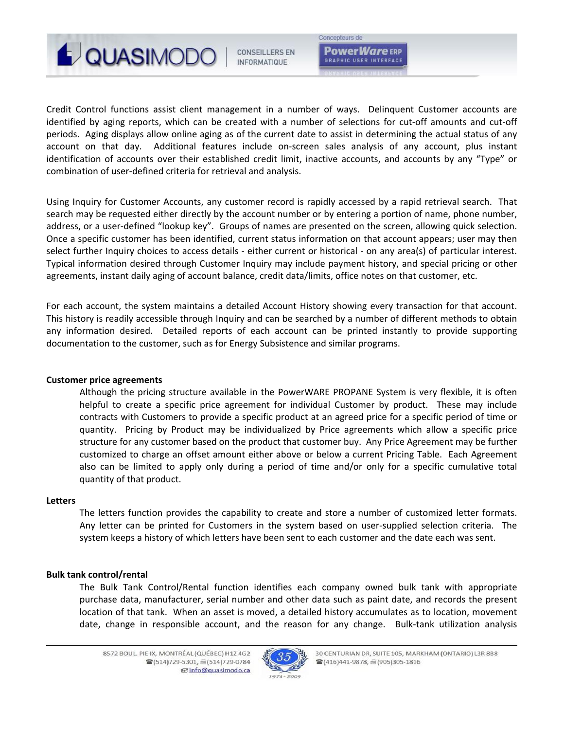Credit Control functions assist client management in a number of ways. Delinquent Customer accounts are identified by aging reports, which can be created with a number of selections for cut-off amounts and cut-off periods. Aging displays allow online aging as of the current date to assist in determining the actual status of any account on that day. Additional features include on-screen sales analysis of any account, plus instant identification of accounts over their established credit limit, inactive accounts, and accounts by any "Type" or combination of user-defined criteria for retrieval and analysis.

Using Inquiry for Customer Accounts, any customer record is rapidly accessed by a rapid retrieval search. That search may be requested either directly by the account number or by entering a portion of name, phone number, address, or a user-defined "lookup key". Groups of names are presented on the screen, allowing quick selection. Once a specific customer has been identified, current status information on that account appears; user may then select further Inquiry choices to access details - either current or historical - on any area(s) of particular interest. Typical information desired through Customer Inquiry may include payment history, and special pricing or other agreements, instant daily aging of account balance, credit data/limits, office notes on that customer, etc.

For each account, the system maintains a detailed Account History showing every transaction for that account. This history is readily accessible through Inquiry and can be searched by a number of different methods to obtain any information desired. Detailed reports of each account can be printed instantly to provide supporting documentation to the customer, such as for Energy Subsistence and similar programs.

**Customer price agreements**

Although the pricing structure available in the PowerWARE PROPANE System is very flexible, it is often helpful to create a specific price agreement for individual Customer by product. These may include contracts with Customers to provide a specific product at an agreed price for a specific period of time or quantity. Pricing by Product may be individualized by Price agreements which allow a specific price structure for any customer based on the product that customer buy. Any Price Agreement may be further customized to charge an offset amount either above or below a current Pricing Table. Each Agreement also can be limited to apply only during a period of time and/or only for a specific cumulative total quantity of that product.

**Letters**

The letters function provides the capability to create and store a number of customized letter formats. Any letter can be printed for Customers in the system based on user-supplied selection criteria. The system keeps a history of which letters have been sent to each customer and the date each was sent.

**Bulk tank control/rental**

The Bulk Tank Control/Rental function identifies each company owned bulk tank with appropriate purchase data, manufacturer, serial number and other data such as paint date, and records the present location of that tank. When an asset is moved, a detailed history accumulates as to location, movement date, change in responsible account, and the reason for any change. Bulk-tank utilization analysis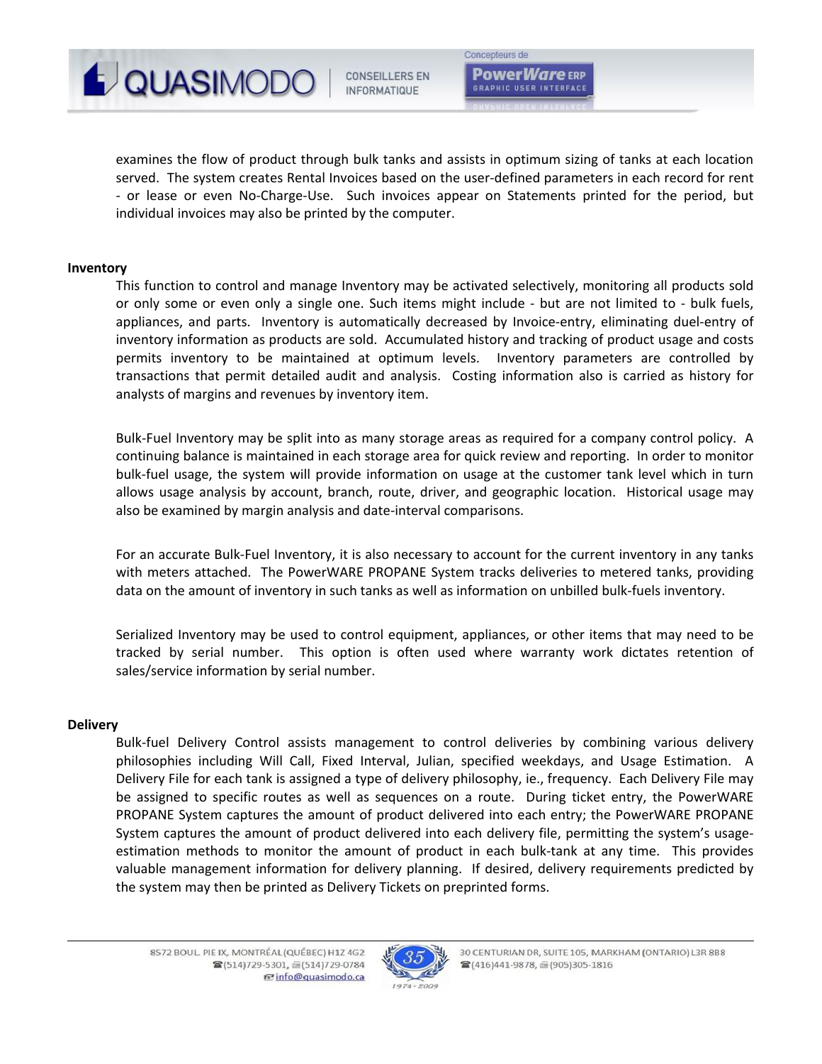examines the flow of product through bulk tanks and assists in optimum sizing of tanks at each location served. The system creates Rental Invoices based on the user-defined parameters in each record for rent - or lease or even No-Charge-Use. Such invoices appear on Statements printed for the period, but individual invoices may also be printed by the computer.

**Inventory**

This function to control and manage Inventory may be activated selectively, monitoring all products sold or only some or even only a single one. Such items might include - but are not limited to - bulk fuels, appliances, and parts. Inventory is automatically decreased by Invoice-entry, eliminating duel-entry of inventory information as products are sold. Accumulated history and tracking of product usage and costs permits inventory to be maintained at optimum levels. Inventory parameters are controlled by transactions that permit detailed audit and analysis. Costing information also is carried as history for analysts of margins and revenues by inventory item.

Bulk-Fuel Inventory may be split into as many storage areas as required for a company control policy. A continuing balance is maintained in each storage area for quick review and reporting. In order to monitor bulk-fuel usage, the system will provide information on usage at the customer tank level which in turn allows usage analysis by account, branch, route, driver, and geographic location. Historical usage may also be examined by margin analysis and date-interval comparisons.

For an accurate Bulk-Fuel Inventory, it is also necessary to account for the current inventory in any tanks with meters attached. The PowerWARE PROPANE System tracks deliveries to metered tanks, providing data on the amount of inventory in such tanks as well as information on unbilled bulk-fuels inventory.

Serialized Inventory may be used to control equipment, appliances, or other items that may need to be tracked by serial number. This option is often used where warranty work dictates retention of sales/service information by serial number.

**Delivery**

Bulk-fuel Delivery Control assists management to control deliveries by combining various delivery philosophies including Will Call, Fixed Interval, Julian, specified weekdays, and Usage Estimation. A Delivery File for each tank is assigned a type of delivery philosophy, ie., frequency. Each Delivery File may be assigned to specific routes as well as sequences on a route. During ticket entry, the PowerWARE PROPANE System captures the amount of product delivered into each entry; the PowerWARE PROPANE System captures the amount of product delivered into each delivery file, permitting the system's usage-estimation methods to monitor the amount of product in each bulk-tank at any time. This provides valuable management information for delivery planning. If desired, delivery requirements predicted by the system may then be printed as Delivery Tickets on preprinted forms.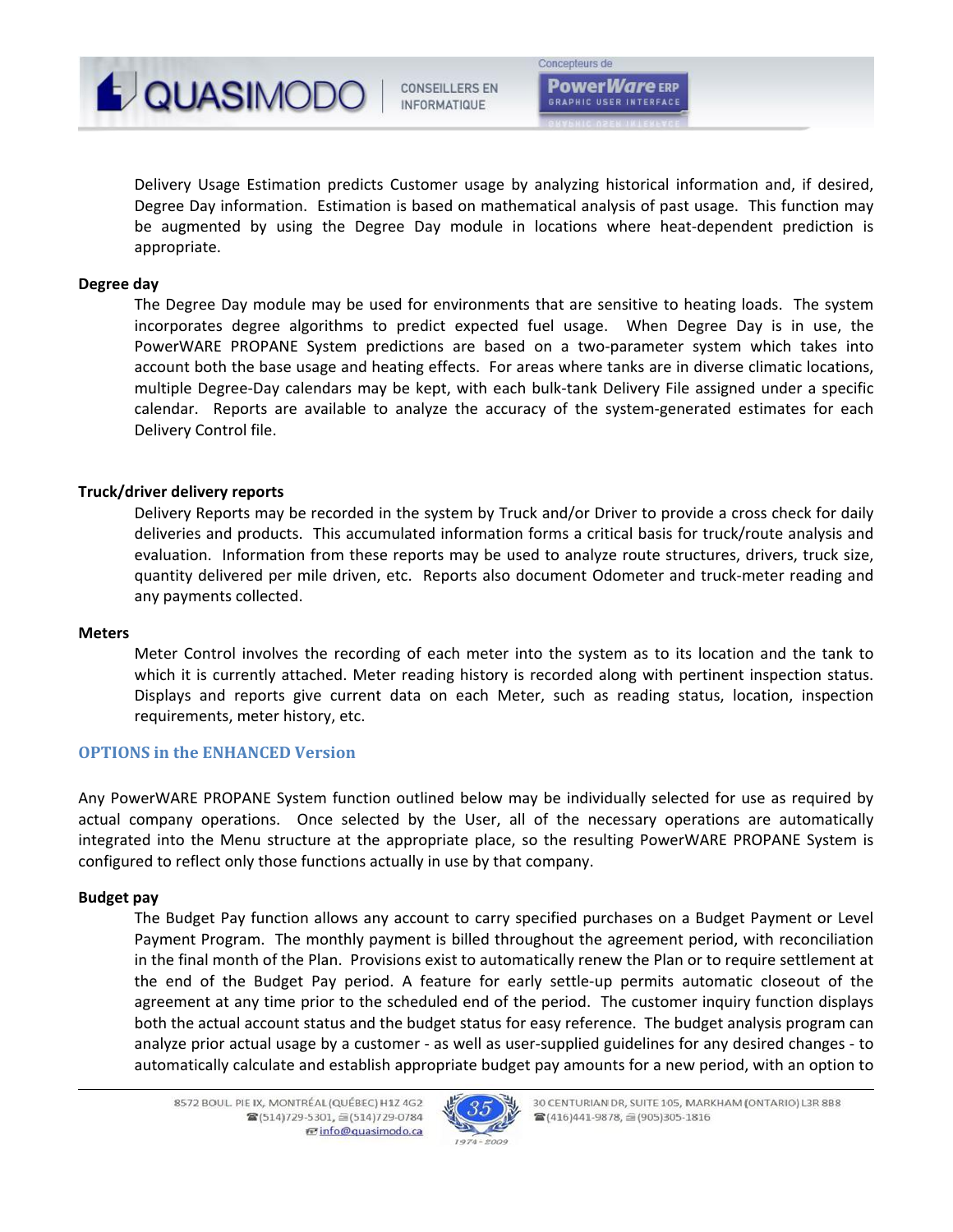Delivery Usage Estimation predicts Customer usage by analyzing historical information and, if desired, Degree Day information. Estimation is based on mathematical analysis of past usage. This function may be augmented by using the Degree Day module in locations where heat-dependent prediction is appropriate.

**Degree day**

The Degree Day module may be used for environments that are sensitive to heating loads. The system incorporates degree algorithms to predict expected fuel usage. When Degree Day is in use, the PowerWARE PROPANE System predictions are based on a two-parameter system which takes into account both the base usage and heating effects. For areas where tanks are in diverse climatic locations, multiple Degree-Day calendars may be kept, with each bulk-tank Delivery File assigned under a specific calendar. Reports are available to analyze the accuracy of the system-generated estimates for each Delivery Control file.

**Truck/driver delivery reports**

Delivery Reports may be recorded in the system by Truck and/or Driver to provide a cross check for daily deliveries and products. This accumulated information forms a critical basis for truck/route analysis and evaluation. Information from these reports may be used to analyze route structures, drivers, truck size, quantity delivered per mile driven, etc. Reports also document Odometer and truck-meter reading and any payments collected.

**Meters**

Meter Control involves the recording of each meter into the system as to its location and the tank to which it is currently attached. Meter reading history is recorded along with pertinent inspection status. Displays and reports give current data on each Meter, such as reading status, location, inspection requirements, meter history, etc.

## OPTIONS in the ENHANCED Version

Any PowerWARE PROPANE System function outlined below may be individually selected for use as required by actual company operations. Once selected by the User, all of the necessary operations are automatically integrated into the Menu structure at the appropriate place, so the resulting PowerWARE PROPANE System is configured to reflect only those functions actually in use by that company.

**Budget pay**

The Budget Pay function allows any account to carry specified purchases on a Budget Payment or Level Payment Program. The monthly payment is billed throughout the agreement period, with reconciliation in the final month of the Plan. Provisions exist to automatically renew the Plan or to require settlement at the end of the Budget Pay period. A feature for early settle-up permits automatic closeout of the agreement at any time prior to the scheduled end of the period. The customer inquiry function displays both the actual account status and the budget status for easy reference. The budget analysis program can analyze prior actual usage by a customer - as well as user-supplied guidelines for any desired changes - to automatically calculate and establish appropriate budget pay amounts for a new period, with an option to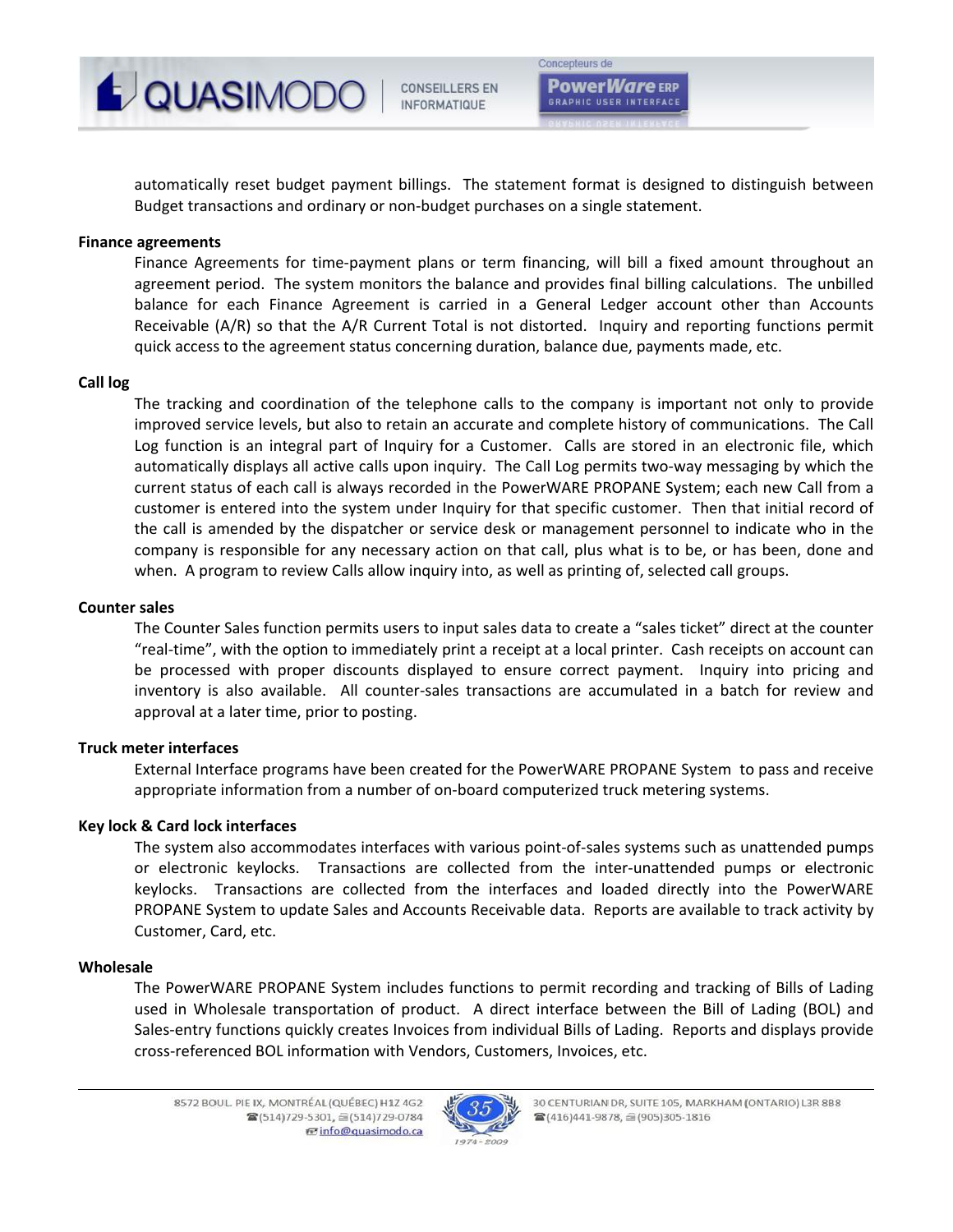automatically reset budget payment billings. The statement format is designed to distinguish between Budget transactions and ordinary or non-budget purchases on a single statement.

**Finance agreements**

Finance Agreements for time-payment plans or term financing, will bill a fixed amount throughout an agreement period. The system monitors the balance and provides final billing calculations. The unbilled balance for each Finance Agreement is carried in a General Ledger account other than Accounts Receivable (A/R) so that the A/R Current Total is not distorted. Inquiry and reporting functions permit quick access to the agreement status concerning duration, balance due, payments made, etc.

**Call log**

The tracking and coordination of the telephone calls to the company is important not only to provide improved service levels, but also to retain an accurate and complete history of communications. The Call Log function is an integral part of Inquiry for a Customer. Calls are stored in an electronic file, which automatically displays all active calls upon inquiry. The Call Log permits two-way messaging by which the current status of each call is always recorded in the PowerWARE PROPANE System; each new Call from a customer is entered into the system under Inquiry for that specific customer. Then that initial record of the call is amended by the dispatcher or service desk or management personnel to indicate who in the company is responsible for any necessary action on that call, plus what is to be, or has been, done and when. A program to review Calls allow inquiry into, as well as printing of, selected call groups.

**Counter sales**

The Counter Sales function permits users to input sales data to create a “sales ticket” direct at the counter “real-time”, with the option to immediately print a receipt at a local printer. Cash receipts on account can be processed with proper discounts displayed to ensure correct payment. Inquiry into pricing and inventory is also available. All counter-sales transactions are accumulated in a batch for review and approval at a later time, prior to posting.

**Truck meter interfaces**

External Interface programs have been created for the PowerWARE PROPANE System to pass and receive appropriate information from a number of on-board computerized truck metering systems.

**Key lock & Card lock interfaces**

The system also accommodates interfaces with various point-of-sales systems such as unattended pumps or electronic keylocks. Transactions are collected from the inter-unattended pumps or electronic keylocks. Transactions are collected from the interfaces and loaded directly into the PowerWARE PROPANE System to update Sales and Accounts Receivable data. Reports are available to track activity by Customer, Card, etc.

**Wholesale**

The PowerWARE PROPANE System includes functions to permit recording and tracking of Bills of Lading used in Wholesale transportation of product. A direct interface between the Bill of Lading (BOL) and Sales-entry functions quickly creates Invoices from individual Bills of Lading. Reports and displays provide cross-referenced BOL information with Vendors, Customers, Invoices, etc.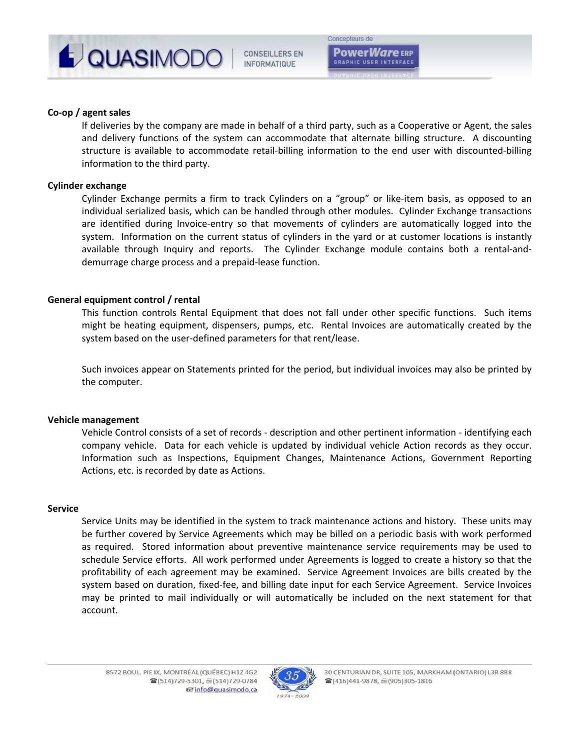**Co-op / agent sales**

If deliveries by the company are made in behalf of a third party, such as a Cooperative or Agent, the sales and delivery functions of the system can accommodate that alternate billing structure. A discounting structure is available to accommodate retail-billing information to the end user with discounted-billing information to the third party.

**Cylinder exchange**

Cylinder Exchange permits a firm to track Cylinders on a "group" or like-item basis, as opposed to an individual serialized basis, which can be handled through other modules. Cylinder Exchange transactions are identified during Invoice-entry so that movements of cylinders are automatically logged into the system. Information on the current status of cylinders in the yard or at customer locations is instantly available through Inquiry and reports. The Cylinder Exchange module contains both a rental-and-demurrage charge process and a prepaid-lease function.

**General equipment control / rental**

This function controls Rental Equipment that does not fall under other specific functions. Such items might be heating equipment, dispensers, pumps, etc. Rental Invoices are automatically created by the system based on the user-defined parameters for that rent/lease.

Such invoices appear on Statements printed for the period, but individual invoices may also be printed by the computer.

**Vehicle management**

Vehicle Control consists of a set of records - description and other pertinent information - identifying each company vehicle. Data for each vehicle is updated by individual vehicle Action records as they occur. Information such as Inspections, Equipment Changes, Maintenance Actions, Government Reporting Actions, etc. is recorded by date as Actions.

**Service**

Service Units may be identified in the system to track maintenance actions and history. These units may be further covered by Service Agreements which may be billed on a periodic basis with work performed as required. Stored information about preventive maintenance service requirements may be used to schedule Service efforts. All work performed under Agreements is logged to create a history so that the profitability of each agreement may be examined. Service Agreement Invoices are bills created by the system based on duration, fixed-fee, and billing date input for each Service Agreement. Service Invoices may be printed to mail individually or will automatically be included on the next statement for that account.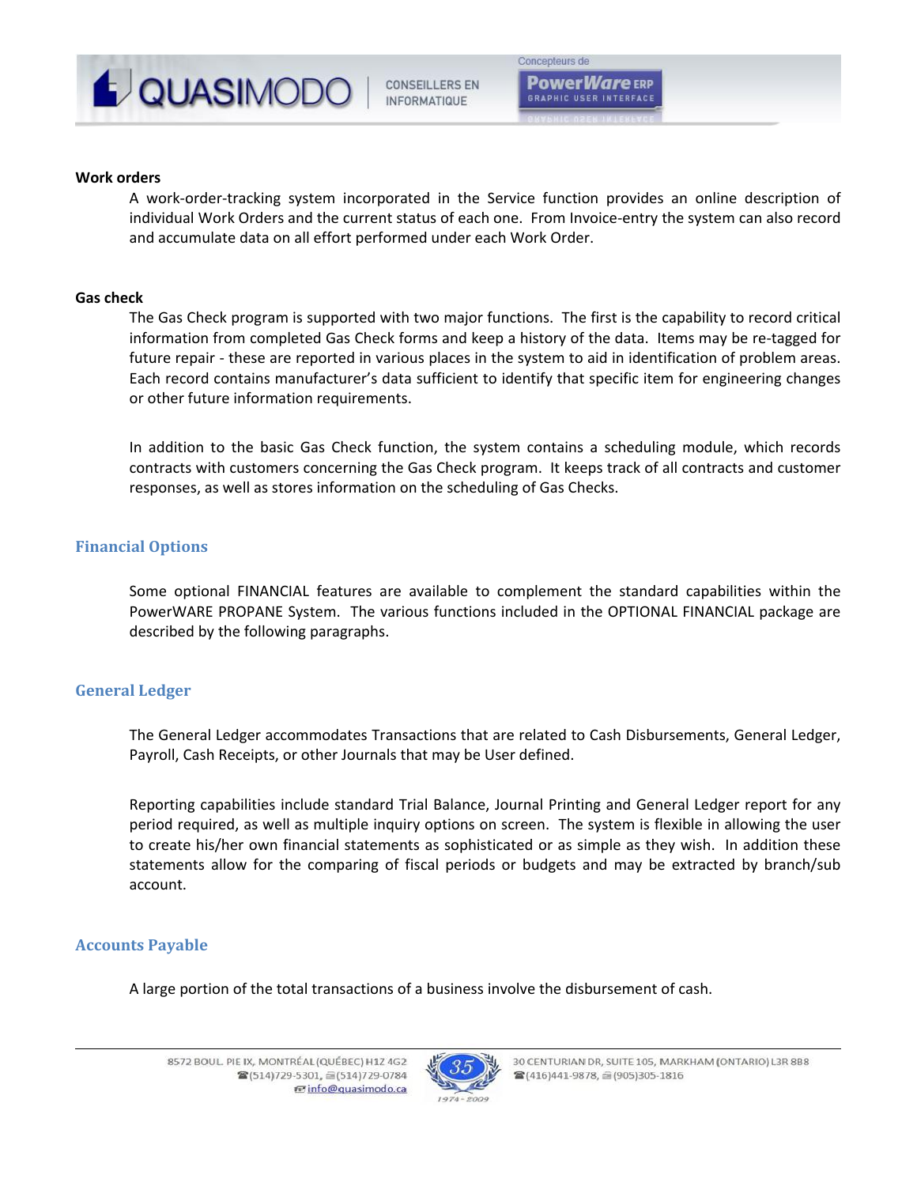**Work orders**

A work-order-tracking system incorporated in the Service function provides an online description of individual Work Orders and the current status of each one. From Invoice-entry the system can also record and accumulate data on all effort performed under each Work Order.

**Gas check**

The Gas Check program is supported with two major functions. The first is the capability to record critical information from completed Gas Check forms and keep a history of the data. Items may be re-tagged for future repair - these are reported in various places in the system to aid in identification of problem areas. Each record contains manufacturer's data sufficient to identify that specific item for engineering changes or other future information requirements.

In addition to the basic Gas Check function, the system contains a scheduling module, which records contracts with customers concerning the Gas Check program. It keeps track of all contracts and customer responses, as well as stores information on the scheduling of Gas Checks.

## Financial Options

Some optional FINANCIAL features are available to complement the standard capabilities within the PowerWARE PROPANE System. The various functions included in the OPTIONAL FINANCIAL package are described by the following paragraphs.

## General Ledger

The General Ledger accommodates Transactions that are related to Cash Disbursements, General Ledger, Payroll, Cash Receipts, or other Journals that may be User defined.

Reporting capabilities include standard Trial Balance, Journal Printing and General Ledger report for any period required, as well as multiple inquiry options on screen. The system is flexible in allowing the user to create his/her own financial statements as sophisticated or as simple as they wish. In addition these statements allow for the comparing of fiscal periods or budgets and may be extracted by branch/sub account.

## Accounts Payable

A large portion of the total transactions of a business involve the disbursement of cash.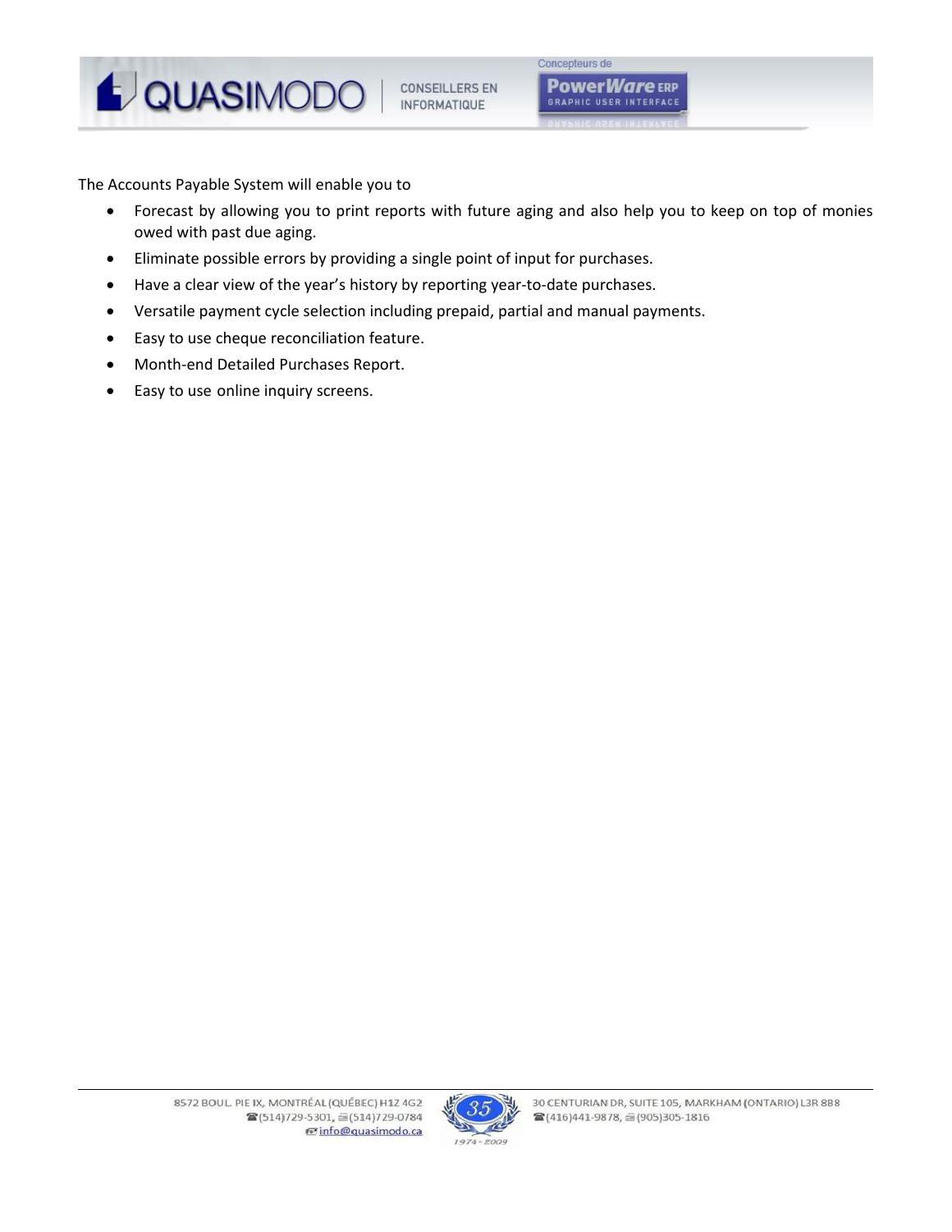The Accounts Payable System will enable you to

- Forecast by allowing you to print reports with future aging and also help you to keep on top of monies owed with past due aging.
- Eliminate possible errors by providing a single point of input for purchases.
- Have a clear view of the year's history by reporting year-to-date purchases.
- Versatile payment cycle selection including prepaid, partial and manual payments.
- Easy to use cheque reconciliation feature.
- Month-end Detailed Purchases Report.
- Easy to use online inquiry screens.